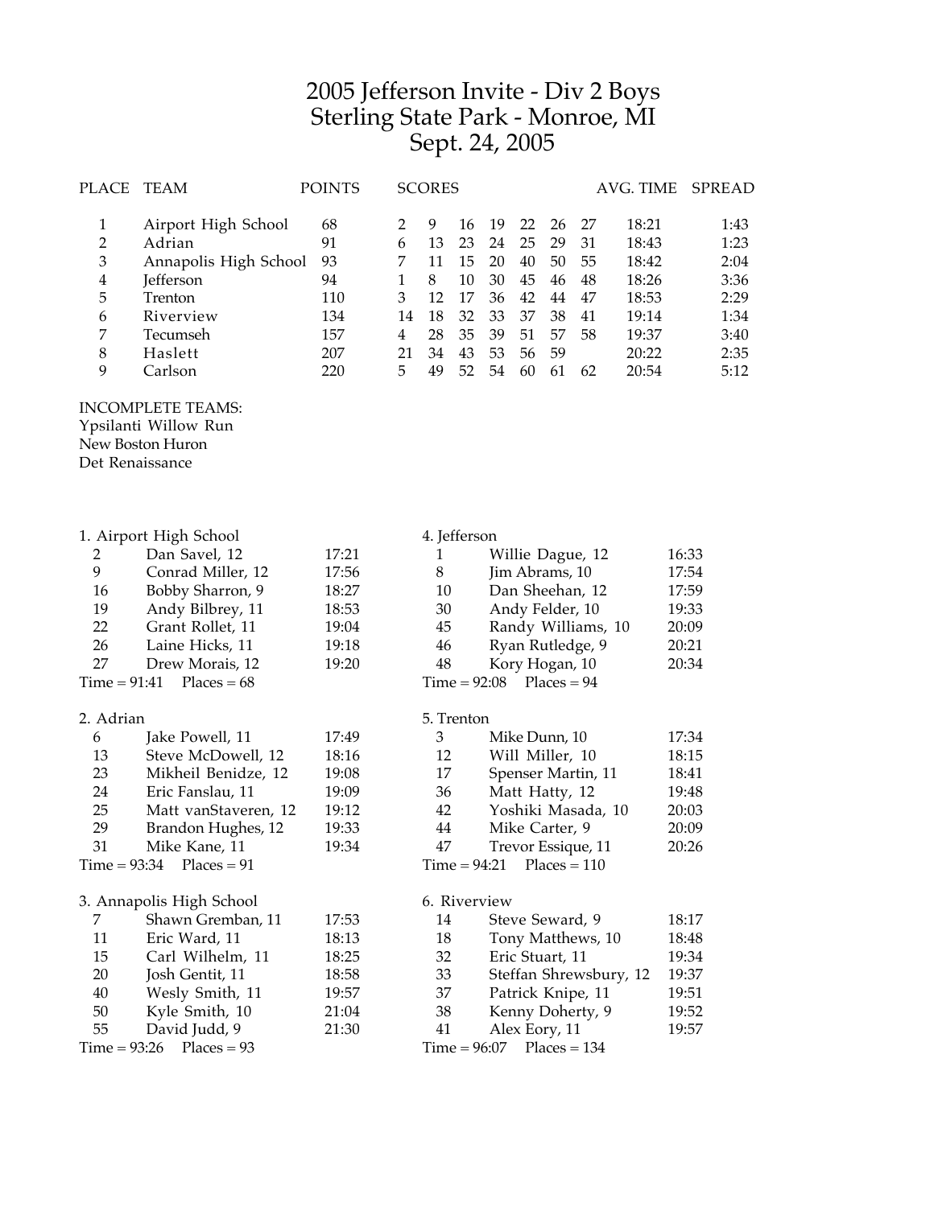# 2005 Jefferson Invite - Div 2 Boys
## Sterling State Park - Monroe, MI
## Sept. 24, 2005

| PLACE | TEAM | POINTS | SCORES | | | | | | | AVG. TIME | SPREAD |
|---|---|---|---|---|---|---|---|---|---|---|---|
| 1 | Airport High School | 68 | 2 | 9 | 16 | 19 | 22 | 26 | 27 | 18:21 | 1:43 |
| 2 | Adrian | 91 | 6 | 13 | 23 | 24 | 25 | 29 | 31 | 18:43 | 1:23 |
| 3 | Annapolis High School | 93 | 7 | 11 | 15 | 20 | 40 | 50 | 55 | 18:42 | 2:04 |
| 4 | Jefferson | 94 | 1 | 8 | 10 | 30 | 45 | 46 | 48 | 18:26 | 3:36 |
| 5 | Trenton | 110 | 3 | 12 | 17 | 36 | 42 | 44 | 47 | 18:53 | 2:29 |
| 6 | Riverview | 134 | 14 | 18 | 32 | 33 | 37 | 38 | 41 | 19:14 | 1:34 |
| 7 | Tecumseh | 157 | 4 | 28 | 35 | 39 | 51 | 57 | 58 | 19:37 | 3:40 |
| 8 | Haslett | 207 | 21 | 34 | 43 | 53 | 56 | 59 | | 20:22 | 2:35 |
| 9 | Carlson | 220 | 5 | 49 | 52 | 54 | 60 | 61 | 62 | 20:54 | 5:12 |

INCOMPLETE TEAMS:
Ypsilanti Willow Run
New Boston Huron
Det Renaissance

### 1. Airport High School

| Place | Name | Time |
|---|---|---|
| 2 | Dan Savel, 12 | 17:21 |
| 9 | Conrad Miller, 12 | 17:56 |
| 16 | Bobby Sharron, 9 | 18:27 |
| 19 | Andy Bilbrey, 11 | 18:53 |
| 22 | Grant Rollet, 11 | 19:04 |
| 26 | Laine Hicks, 11 | 19:18 |
| 27 | Drew Morais, 12 | 19:20 |

Time = 91:41 Places = 68

### 2. Adrian

| Place | Name | Time |
|---|---|---|
| 6 | Jake Powell, 11 | 17:49 |
| 13 | Steve McDowell, 12 | 18:16 |
| 23 | Mikheil Benidze, 12 | 19:08 |
| 24 | Eric Fanslau, 11 | 19:09 |
| 25 | Matt vanStaveren, 12 | 19:12 |
| 29 | Brandon Hughes, 12 | 19:33 |
| 31 | Mike Kane, 11 | 19:34 |

Time = 93:34 Places = 91

### 3. Annapolis High School

| Place | Name | Time |
|---|---|---|
| 7 | Shawn Gremban, 11 | 17:53 |
| 11 | Eric Ward, 11 | 18:13 |
| 15 | Carl Wilhelm, 11 | 18:25 |
| 20 | Josh Gentit, 11 | 18:58 |
| 40 | Wesly Smith, 11 | 19:57 |
| 50 | Kyle Smith, 10 | 21:04 |
| 55 | David Judd, 9 | 21:30 |

Time = 93:26 Places = 93

### 4. Jefferson

| Place | Name | Time |
|---|---|---|
| 1 | Willie Dague, 12 | 16:33 |
| 8 | Jim Abrams, 10 | 17:54 |
| 10 | Dan Sheehan, 12 | 17:59 |
| 30 | Andy Felder, 10 | 19:33 |
| 45 | Randy Williams, 10 | 20:09 |
| 46 | Ryan Rutledge, 9 | 20:21 |
| 48 | Kory Hogan, 10 | 20:34 |

Time = 92:08 Places = 94

### 5. Trenton

| Place | Name | Time |
|---|---|---|
| 3 | Mike Dunn, 10 | 17:34 |
| 12 | Will Miller, 10 | 18:15 |
| 17 | Spenser Martin, 11 | 18:41 |
| 36 | Matt Hatty, 12 | 19:48 |
| 42 | Yoshiki Masada, 10 | 20:03 |
| 44 | Mike Carter, 9 | 20:09 |
| 47 | Trevor Essique, 11 | 20:26 |

Time = 94:21 Places = 110

### 6. Riverview

| Place | Name | Time |
|---|---|---|
| 14 | Steve Seward, 9 | 18:17 |
| 18 | Tony Matthews, 10 | 18:48 |
| 32 | Eric Stuart, 11 | 19:34 |
| 33 | Steffan Shrewsbury, 12 | 19:37 |
| 37 | Patrick Knipe, 11 | 19:51 |
| 38 | Kenny Doherty, 9 | 19:52 |
| 41 | Alex Eory, 11 | 19:57 |

Time = 96:07 Places = 134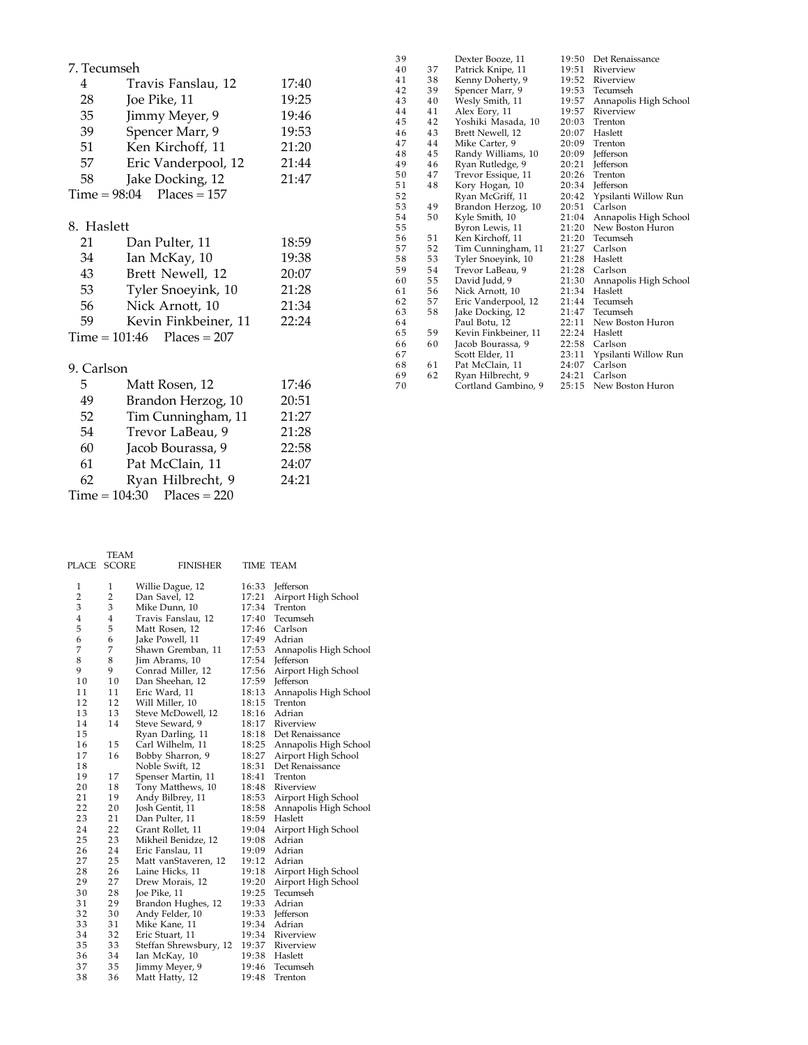7. Tecumseh

| | | |
|---|---|---|
| 4 | Travis Fanslau, 12 | 17:40 |
| 28 | Joe Pike, 11 | 19:25 |
| 35 | Jimmy Meyer, 9 | 19:46 |
| 39 | Spencer Marr, 9 | 19:53 |
| 51 | Ken Kirchoff, 11 | 21:20 |
| 57 | Eric Vanderpool, 12 | 21:44 |
| 58 | Jake Docking, 12 | 21:47 |

Time = 98:04   Places = 157

8. Haslett

| | | |
|---|---|---|
| 21 | Dan Pulter, 11 | 18:59 |
| 34 | Ian McKay, 10 | 19:38 |
| 43 | Brett Newell, 12 | 20:07 |
| 53 | Tyler Snoeyink, 10 | 21:28 |
| 56 | Nick Arnott, 10 | 21:34 |
| 59 | Kevin Finkbeiner, 11 | 22:24 |

Time = 101:46   Places = 207

9. Carlson

| | | |
|---|---|---|
| 5 | Matt Rosen, 12 | 17:46 |
| 49 | Brandon Herzog, 10 | 20:51 |
| 52 | Tim Cunningham, 11 | 21:27 |
| 54 | Trevor LaBeau, 9 | 21:28 |
| 60 | Jacob Bourassa, 9 | 22:58 |
| 61 | Pat McClain, 11 | 24:07 |
| 62 | Ryan Hilbrecht, 9 | 24:21 |

Time = 104:30   Places = 220

| PLACE | TEAM SCORE | FINISHER | TIME | TEAM |
|---|---|---|---|---|
| 1 | 1 | Willie Dague, 12 | 16:33 | Jefferson |
| 2 | 2 | Dan Savel, 12 | 17:21 | Airport High School |
| 3 | 3 | Mike Dunn, 10 | 17:34 | Trenton |
| 4 | 4 | Travis Fanslau, 12 | 17:40 | Tecumseh |
| 5 | 5 | Matt Rosen, 12 | 17:46 | Carlson |
| 6 | 6 | Jake Powell, 11 | 17:49 | Adrian |
| 7 | 7 | Shawn Gremban, 11 | 17:53 | Annapolis High School |
| 8 | 8 | Jim Abrams, 10 | 17:54 | Jefferson |
| 9 | 9 | Conrad Miller, 12 | 17:56 | Airport High School |
| 10 | 10 | Dan Sheehan, 12 | 17:59 | Jefferson |
| 11 | 11 | Eric Ward, 11 | 18:13 | Annapolis High School |
| 12 | 12 | Will Miller, 10 | 18:15 | Trenton |
| 13 | 13 | Steve McDowell, 12 | 18:16 | Adrian |
| 14 | 14 | Steve Seward, 9 | 18:17 | Riverview |
| 15 | | Ryan Darling, 11 | 18:18 | Det Renaissance |
| 16 | 15 | Carl Wilhelm, 11 | 18:25 | Annapolis High School |
| 17 | 16 | Bobby Sharron, 9 | 18:27 | Airport High School |
| 18 | | Noble Swift, 12 | 18:31 | Det Renaissance |
| 19 | 17 | Spenser Martin, 11 | 18:41 | Trenton |
| 20 | 18 | Tony Matthews, 10 | 18:48 | Riverview |
| 21 | 19 | Andy Bilbrey, 11 | 18:53 | Airport High School |
| 22 | 20 | Josh Gentit, 11 | 18:58 | Annapolis High School |
| 23 | 21 | Dan Pulter, 11 | 18:59 | Haslett |
| 24 | 22 | Grant Rollet, 11 | 19:04 | Airport High School |
| 25 | 23 | Mikheil Benidze, 12 | 19:08 | Adrian |
| 26 | 24 | Eric Fanslau, 11 | 19:09 | Adrian |
| 27 | 25 | Matt vanStaveren, 12 | 19:12 | Adrian |
| 28 | 26 | Laine Hicks, 11 | 19:18 | Airport High School |
| 29 | 27 | Drew Morais, 12 | 19:20 | Airport High School |
| 30 | 28 | Joe Pike, 11 | 19:25 | Tecumseh |
| 31 | 29 | Brandon Hughes, 12 | 19:33 | Adrian |
| 32 | 30 | Andy Felder, 10 | 19:33 | Jefferson |
| 33 | 31 | Mike Kane, 11 | 19:34 | Adrian |
| 34 | 32 | Eric Stuart, 11 | 19:34 | Riverview |
| 35 | 33 | Steffan Shrewsbury, 12 | 19:37 | Riverview |
| 36 | 34 | Ian McKay, 10 | 19:38 | Haslett |
| 37 | 35 | Jimmy Meyer, 9 | 19:46 | Tecumseh |
| 38 | 36 | Matt Hatty, 12 | 19:48 | Trenton |
| 39 | | Dexter Booze, 11 | 19:50 | Det Renaissance |
| 40 | 37 | Patrick Knipe, 11 | 19:51 | Riverview |
| 41 | 38 | Kenny Doherty, 9 | 19:52 | Riverview |
| 42 | 39 | Spencer Marr, 9 | 19:53 | Tecumseh |
| 43 | 40 | Wesly Smith, 11 | 19:57 | Annapolis High School |
| 44 | 41 | Alex Eory, 11 | 19:57 | Riverview |
| 45 | 42 | Yoshiki Masada, 10 | 20:03 | Trenton |
| 46 | 43 | Brett Newell, 12 | 20:07 | Haslett |
| 47 | 44 | Mike Carter, 9 | 20:09 | Trenton |
| 48 | 45 | Randy Williams, 10 | 20:09 | Jefferson |
| 49 | 46 | Ryan Rutledge, 9 | 20:21 | Jefferson |
| 50 | 47 | Trevor Essique, 11 | 20:26 | Trenton |
| 51 | 48 | Kory Hogan, 10 | 20:34 | Jefferson |
| 52 | | Ryan McGriff, 11 | 20:42 | Ypsilanti Willow Run |
| 53 | 49 | Brandon Herzog, 10 | 20:51 | Carlson |
| 54 | 50 | Kyle Smith, 10 | 21:04 | Annapolis High School |
| 55 | | Byron Lewis, 11 | 21:20 | New Boston Huron |
| 56 | 51 | Ken Kirchoff, 11 | 21:20 | Tecumseh |
| 57 | 52 | Tim Cunningham, 11 | 21:27 | Carlson |
| 58 | 53 | Tyler Snoeyink, 10 | 21:28 | Haslett |
| 59 | 54 | Trevor LaBeau, 9 | 21:28 | Carlson |
| 60 | 55 | David Judd, 9 | 21:30 | Annapolis High School |
| 61 | 56 | Nick Arnott, 10 | 21:34 | Haslett |
| 62 | 57 | Eric Vanderpool, 12 | 21:44 | Tecumseh |
| 63 | 58 | Jake Docking, 12 | 21:47 | Tecumseh |
| 64 | | Paul Botu, 12 | 22:11 | New Boston Huron |
| 65 | 59 | Kevin Finkbeiner, 11 | 22:24 | Haslett |
| 66 | 60 | Jacob Bourassa, 9 | 22:58 | Carlson |
| 67 | | Scott Elder, 11 | 23:11 | Ypsilanti Willow Run |
| 68 | 61 | Pat McClain, 11 | 24:07 | Carlson |
| 69 | 62 | Ryan Hilbrecht, 9 | 24:21 | Carlson |
| 70 | | Cortland Gambino, 9 | 25:15 | New Boston Huron |